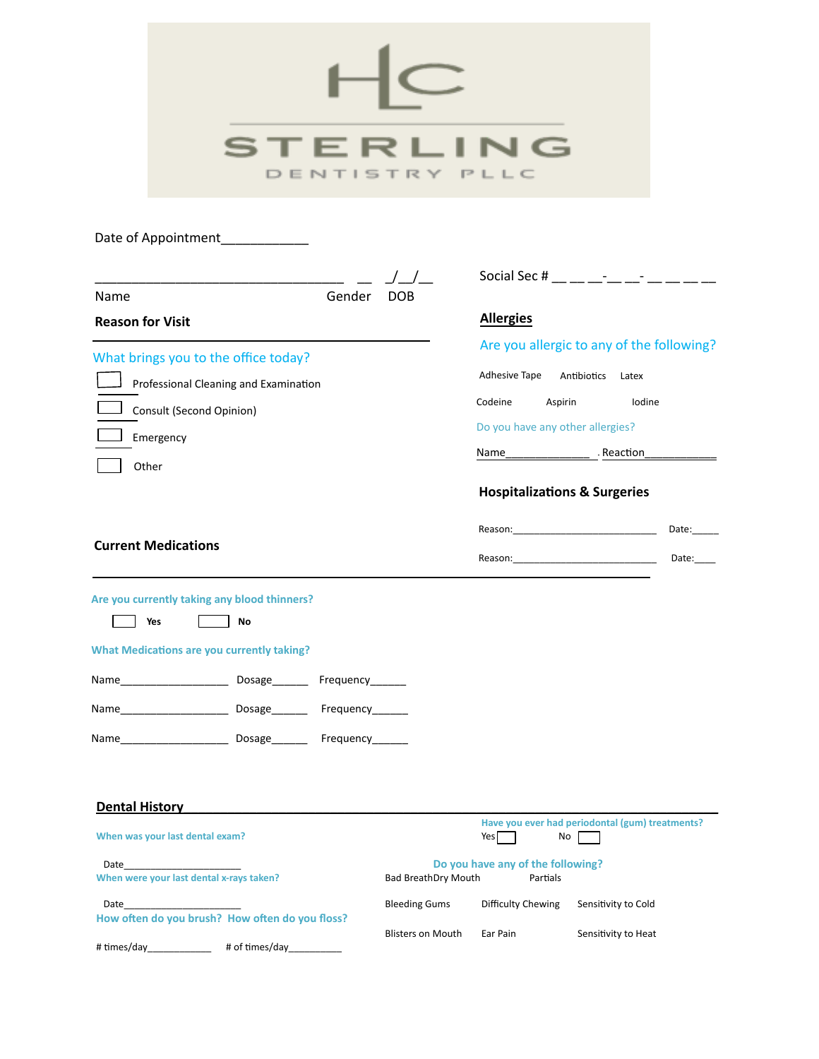HC

STERLING

DENTISTRY PLLC

Date of Appointment____________

___________________________________ __ _/__/__

Name Gender DOB

Social Sec # __ __ __-__ __- __ __ __ __

**Reason for Visit**

What brings you to the office today?

- [ ] Professional Cleaning and Examination
- [ ] Consult (Second Opinion)
- [ ] Emergency
- [ ] Other

**Allergies**

Are you allergic to any of the following?

Adhesive Tape Antibiotics Latex

Codeine Aspirin Iodine

Do you have any other allergies?

Name______________ Reaction_____________

**Hospitalizations & Surgeries**

Reason:__________________________ Date:_____

Reason:__________________________ Date:____

**Current Medications**

Are you currently taking any blood thinners?

- [ ] Yes
- [ ] No

What Medications are you currently taking?

Name_________________ Dosage______ Frequency______

Name_________________ Dosage______ Frequency______

Name_________________ Dosage______ Frequency______

**Dental History**

When was your last dental exam?

Date_____________________

When were your last dental x-rays taken?

Date_____________________

How often do you brush? How often do you floss?

# times/day____________ # of times/day__________

Have you ever had periodontal (gum) treatments?

Yes [ ] No [ ]

Do you have any of the following?

Bad Breath Dry Mouth Partials

Bleeding Gums Difficulty Chewing Sensitivity to Cold

Blisters on Mouth Ear Pain Sensitivity to Heat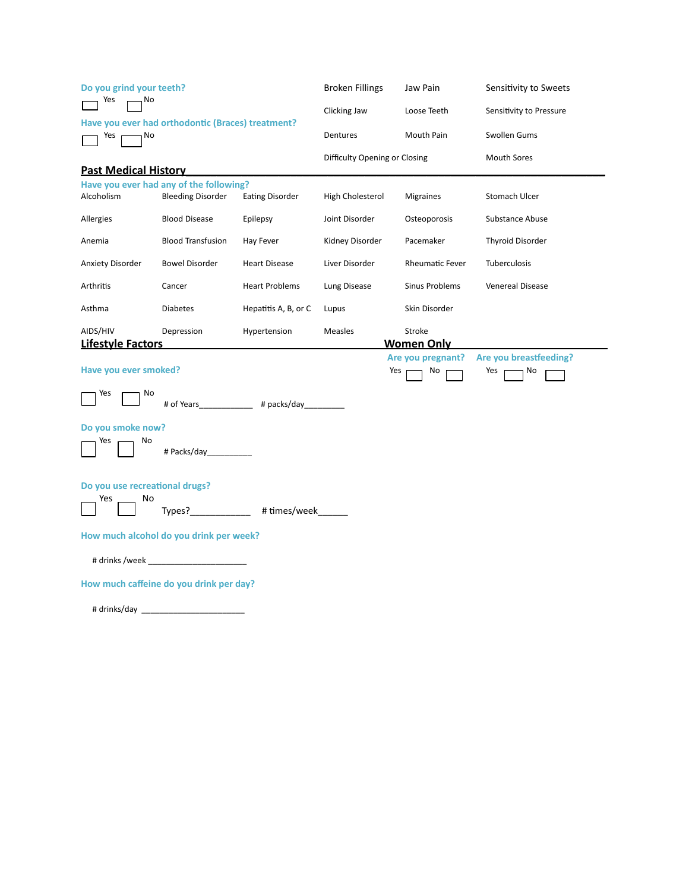**Do you grind your teeth?**

Yes ☐ No ☐

**Have you ever had orthodontic (Braces) treatment?**

Yes ☐ No ☐

| | | |
|---|---|---|
| Broken Fillings | Jaw Pain | Sensitivity to Sweets |
| Clicking Jaw | Loose Teeth | Sensitivity to Pressure |
| Dentures | Mouth Pain | Swollen Gums |
| Difficulty Opening or Closing | | Mouth Sores |

## Past Medical History

**Have you ever had any of the following?**

| | | | | | |
|---|---|---|---|---|---|
| Alcoholism | Bleeding Disorder | Eating Disorder | High Cholesterol | Migraines | Stomach Ulcer |
| Allergies | Blood Disease | Epilepsy | Joint Disorder | Osteoporosis | Substance Abuse |
| Anemia | Blood Transfusion | Hay Fever | Kidney Disorder | Pacemaker | Thyroid Disorder |
| Anxiety Disorder | Bowel Disorder | Heart Disease | Liver Disorder | Rheumatic Fever | Tuberculosis |
| Arthritis | Cancer | Heart Problems | Lung Disease | Sinus Problems | Venereal Disease |
| Asthma | Diabetes | Hepatitis A, B, or C | Lupus | Skin Disorder | |
| AIDS/HIV | Depression | Hypertension | Measles | Stroke | |

## Lifestyle Factors

**Have you ever smoked?**

☐ Yes ☐ No

# of Years____________ # packs/day_________

**Do you smoke now?**

☐ Yes ☐ No

# Packs/day_________

**Do you use recreational drugs?**

☐ Yes ☐ No

Types?____________ # times/week______

**How much alcohol do you drink per week?**

# drinks /week _____________________

**How much caffeine do you drink per day?**

# drinks/day ______________________

## Women Only

**Are you pregnant?**

Yes ☐ No ☐

**Are you breastfeeding?**

Yes ☐ No ☐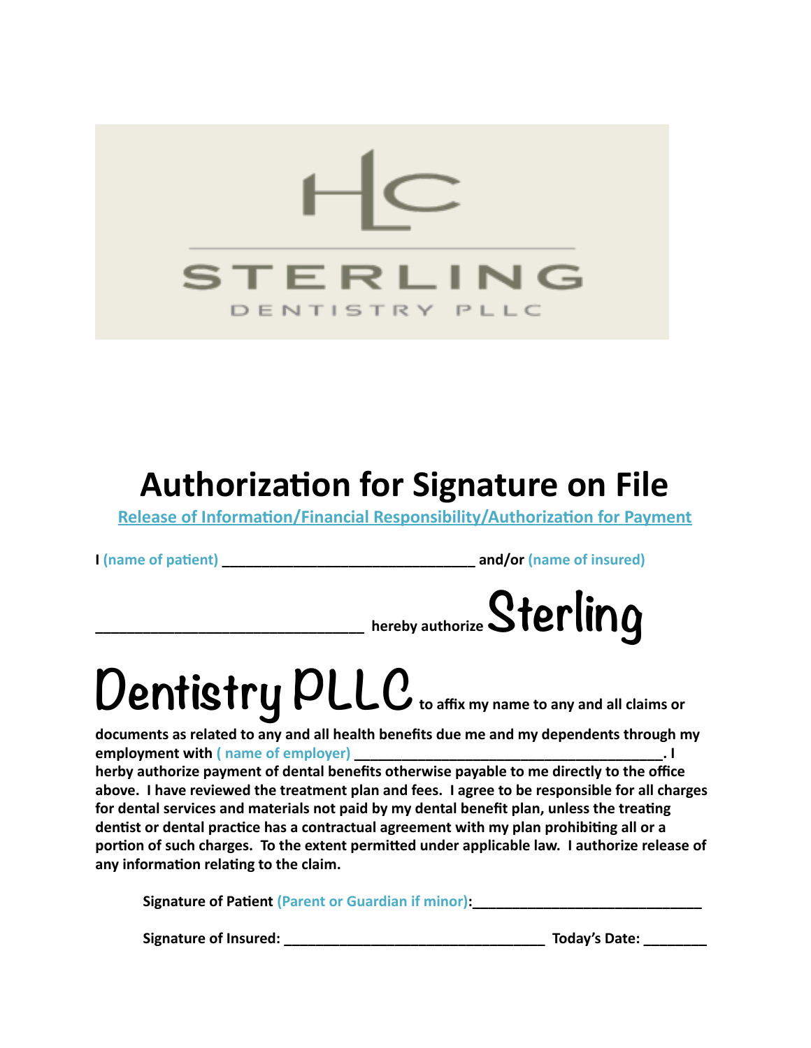STERLING

DENTISTRY PLLC

# Authorization for Signature on File

**Release of Information/Financial Responsibility/Authorization for Payment**

**I (name of patient) _______________________________ and/or (name of insured) _______________________________ hereby authorize Sterling Dentistry PLLC to affix my name to any and all claims or documents as related to any and all health benefits due me and my dependents through my employment with ( name of employer) ______________________________________. I herby authorize payment of dental benefits otherwise payable to me directly to the office above. I have reviewed the treatment plan and fees. I agree to be responsible for all charges for dental services and materials not paid by my dental benefit plan, unless the treating dentist or dental practice has a contractual agreement with my plan prohibiting all or a portion of such charges. To the extent permitted under applicable law. I authorize release of any information relating to the claim.**

**Signature of Patient (Parent or Guardian if minor):_____________________________**

**Signature of Insured: _________________________________ Today's Date: ________**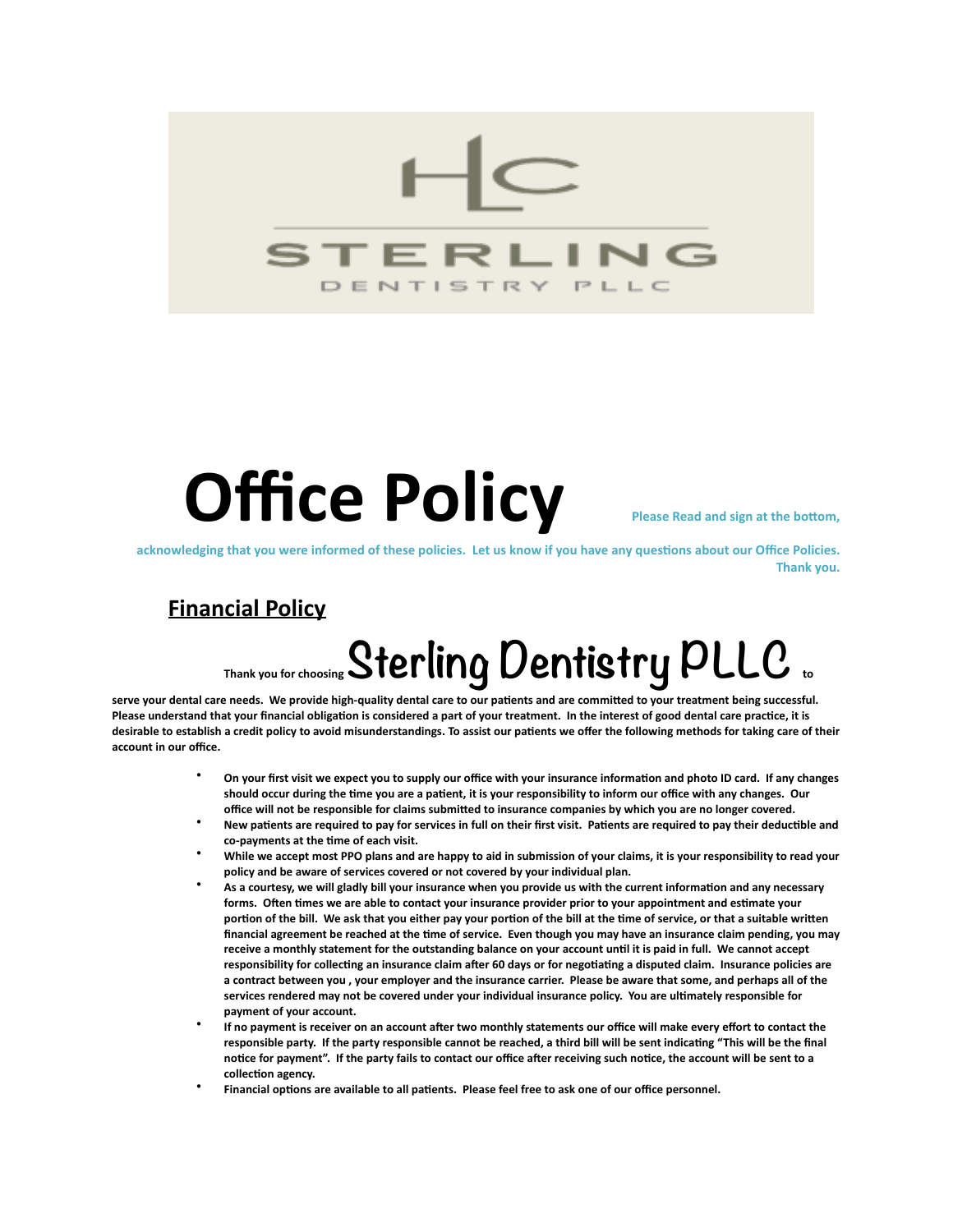HLC STERLING DENTISTRY PLLC

# Office Policy

Please Read and sign at the bottom, acknowledging that you were informed of these policies. Let us know if you have any questions about our Office Policies. Thank you.

## Financial Policy

**Thank you for choosing Sterling Dentistry PLLC to serve your dental care needs. We provide high-quality dental care to our patients and are committed to your treatment being successful. Please understand that your financial obligation is considered a part of your treatment. In the interest of good dental care practice, it is desirable to establish a credit policy to avoid misunderstandings. To assist our patients we offer the following methods for taking care of their account in our office.**

- **On your first visit we expect you to supply our office with your insurance information and photo ID card. If any changes should occur during the time you are a patient, it is your responsibility to inform our office with any changes. Our office will not be responsible for claims submitted to insurance companies by which you are no longer covered.**
- **New patients are required to pay for services in full on their first visit. Patients are required to pay their deductible and co-payments at the time of each visit.**
- **While we accept most PPO plans and are happy to aid in submission of your claims, it is your responsibility to read your policy and be aware of services covered or not covered by your individual plan.**
- **As a courtesy, we will gladly bill your insurance when you provide us with the current information and any necessary forms. Often times we are able to contact your insurance provider prior to your appointment and estimate your portion of the bill. We ask that you either pay your portion of the bill at the time of service, or that a suitable written financial agreement be reached at the time of service. Even though you may have an insurance claim pending, you may receive a monthly statement for the outstanding balance on your account until it is paid in full. We cannot accept responsibility for collecting an insurance claim after 60 days or for negotiating a disputed claim. Insurance policies are a contract between you , your employer and the insurance carrier. Please be aware that some, and perhaps all of the services rendered may not be covered under your individual insurance policy. You are ultimately responsible for payment of your account.**
- **If no payment is receiver on an account after two monthly statements our office will make every effort to contact the responsible party. If the party responsible cannot be reached, a third bill will be sent indicating "This will be the final notice for payment". If the party fails to contact our office after receiving such notice, the account will be sent to a collection agency.**
- **Financial options are available to all patients. Please feel free to ask one of our office personnel.**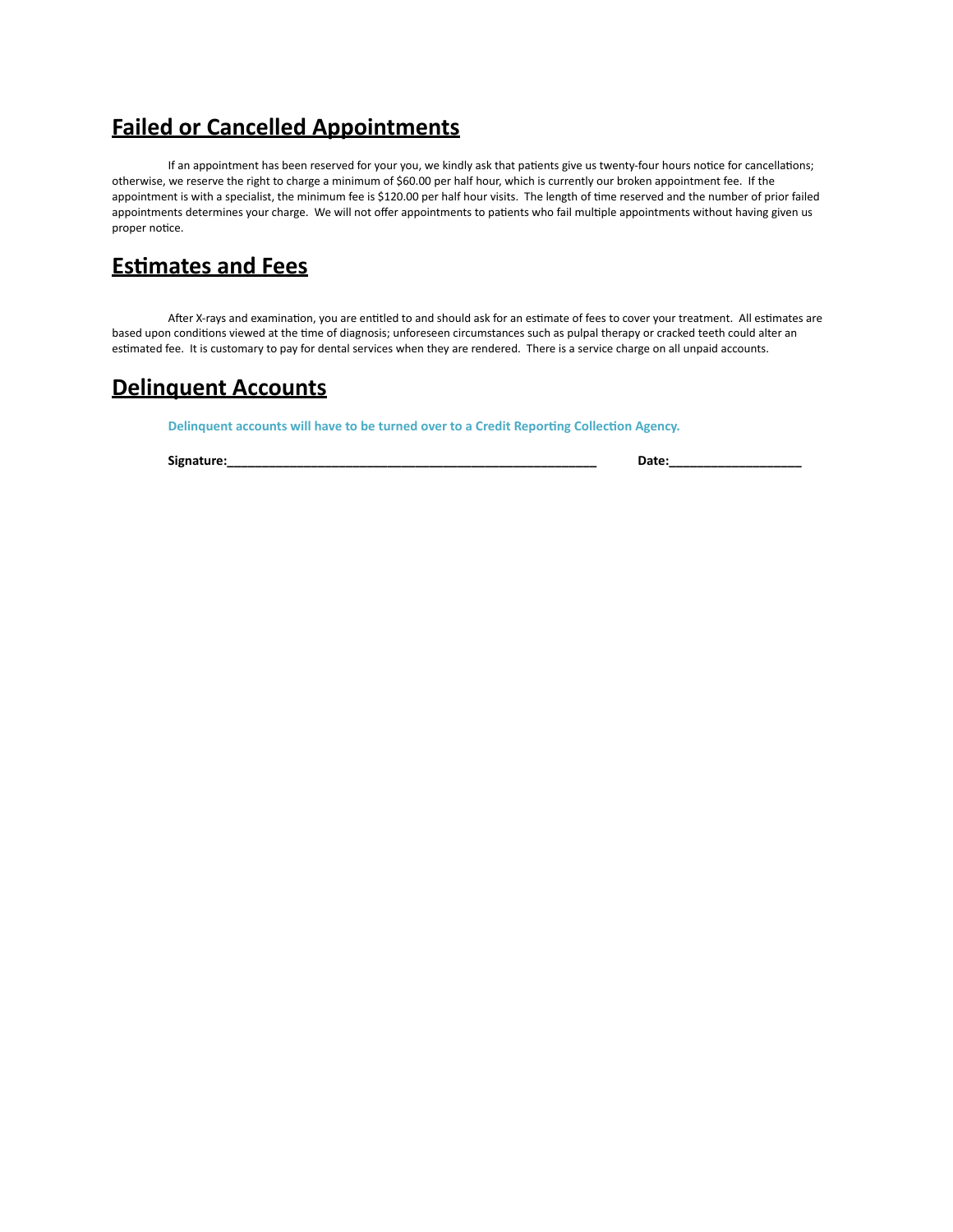## Failed or Cancelled Appointments

If an appointment has been reserved for your you, we kindly ask that patients give us twenty-four hours notice for cancellations; otherwise, we reserve the right to charge a minimum of $60.00 per half hour, which is currently our broken appointment fee. If the appointment is with a specialist, the minimum fee is $120.00 per half hour visits. The length of time reserved and the number of prior failed appointments determines your charge. We will not offer appointments to patients who fail multiple appointments without having given us proper notice.

## Estimates and Fees

After X-rays and examination, you are entitled to and should ask for an estimate of fees to cover your treatment. All estimates are based upon conditions viewed at the time of diagnosis; unforeseen circumstances such as pulpal therapy or cracked teeth could alter an estimated fee. It is customary to pay for dental services when they are rendered. There is a service charge on all unpaid accounts.

## Delinquent Accounts

**Delinquent accounts will have to be turned over to a Credit Reporting Collection Agency.**

**Signature:**_______________________________________________________ **Date:**___________________